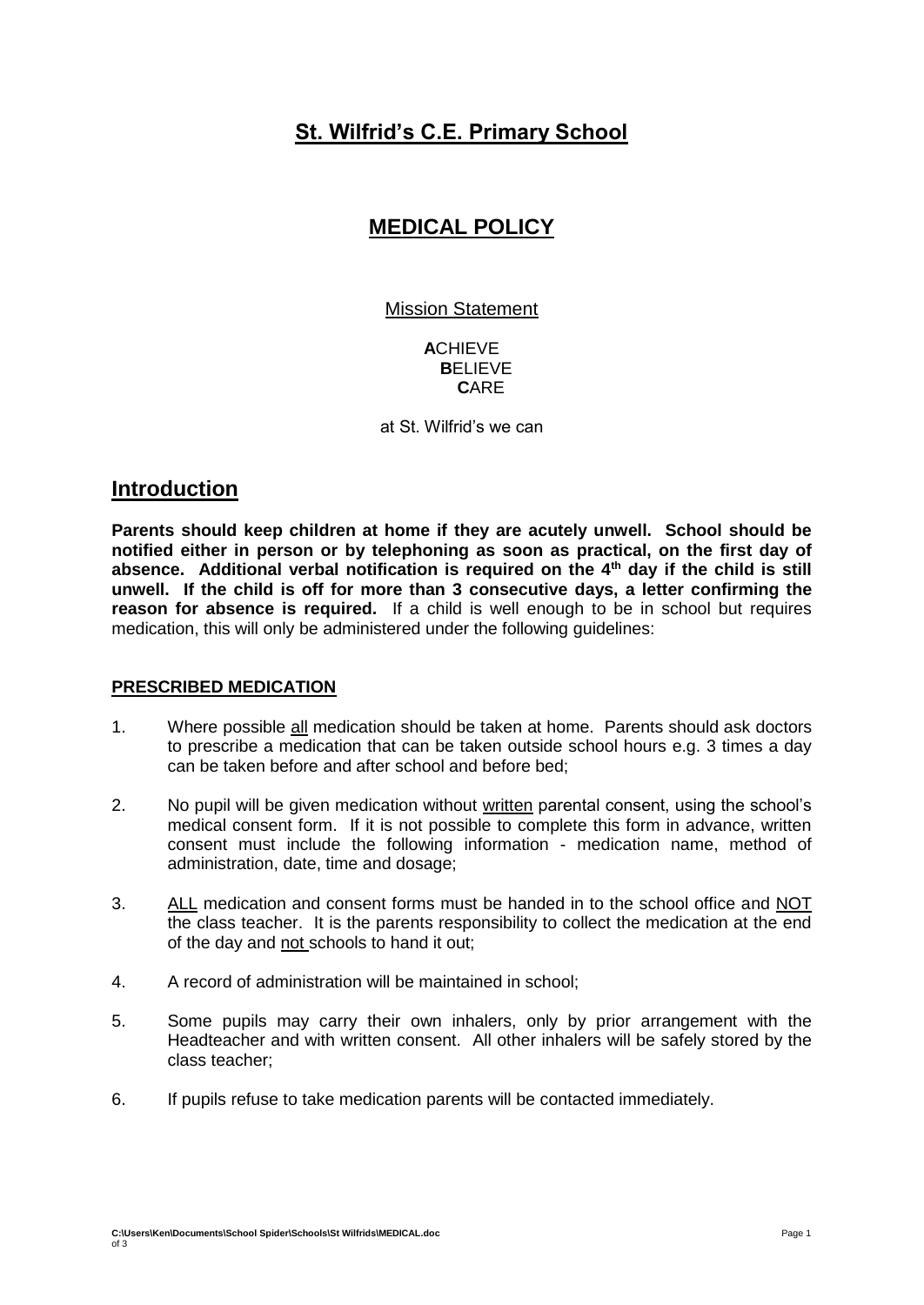# St. Wilfrid's C.E. Primary School

## MEDICAL POLICY

Mission Statement

**A**CHIEVE
**B**ELIEVE
**C**ARE

at St. Wilfrid's we can

## Introduction

**Parents should keep children at home if they are acutely unwell. School should be notified either in person or by telephoning as soon as practical, on the first day of absence. Additional verbal notification is required on the 4th day if the child is still unwell. If the child is off for more than 3 consecutive days, a letter confirming the reason for absence is required.** If a child is well enough to be in school but requires medication, this will only be administered under the following guidelines:

### PRESCRIBED MEDICATION

1. Where possible all medication should be taken at home. Parents should ask doctors to prescribe a medication that can be taken outside school hours e.g. 3 times a day can be taken before and after school and before bed;

2. No pupil will be given medication without written parental consent, using the school's medical consent form. If it is not possible to complete this form in advance, written consent must include the following information - medication name, method of administration, date, time and dosage;

3. ALL medication and consent forms must be handed in to the school office and NOT the class teacher. It is the parents responsibility to collect the medication at the end of the day and not schools to hand it out;

4. A record of administration will be maintained in school;

5. Some pupils may carry their own inhalers, only by prior arrangement with the Headteacher and with written consent. All other inhalers will be safely stored by the class teacher;

6. If pupils refuse to take medication parents will be contacted immediately.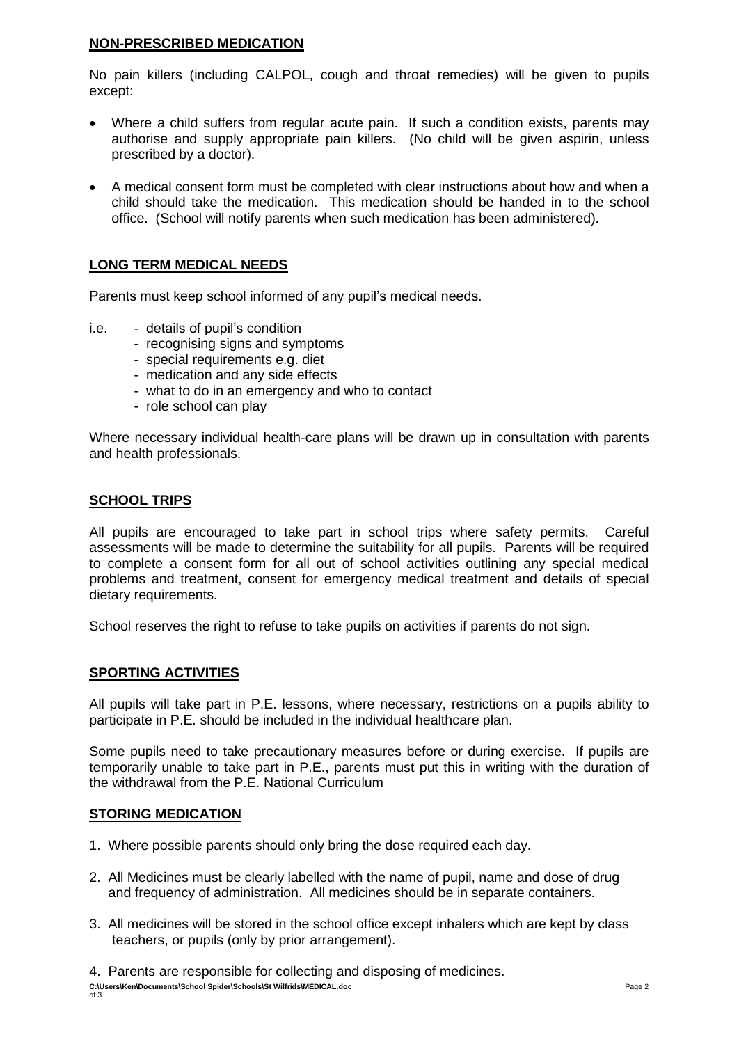## NON-PRESCRIBED MEDICATION

No pain killers (including CALPOL, cough and throat remedies) will be given to pupils except:

- Where a child suffers from regular acute pain. If such a condition exists, parents may authorise and supply appropriate pain killers. (No child will be given aspirin, unless prescribed by a doctor).
- A medical consent form must be completed with clear instructions about how and when a child should take the medication. This medication should be handed in to the school office. (School will notify parents when such medication has been administered).

## LONG TERM MEDICAL NEEDS

Parents must keep school informed of any pupil's medical needs.

i.e.
- details of pupil's condition
- recognising signs and symptoms
- special requirements e.g. diet
- medication and any side effects
- what to do in an emergency and who to contact
- role school can play

Where necessary individual health-care plans will be drawn up in consultation with parents and health professionals.

## SCHOOL TRIPS

All pupils are encouraged to take part in school trips where safety permits. Careful assessments will be made to determine the suitability for all pupils. Parents will be required to complete a consent form for all out of school activities outlining any special medical problems and treatment, consent for emergency medical treatment and details of special dietary requirements.

School reserves the right to refuse to take pupils on activities if parents do not sign.

## SPORTING ACTIVITIES

All pupils will take part in P.E. lessons, where necessary, restrictions on a pupils ability to participate in P.E. should be included in the individual healthcare plan.

Some pupils need to take precautionary measures before or during exercise. If pupils are temporarily unable to take part in P.E., parents must put this in writing with the duration of the withdrawal from the P.E. National Curriculum

## STORING MEDICATION

1. Where possible parents should only bring the dose required each day.
2. All Medicines must be clearly labelled with the name of pupil, name and dose of drug and frequency of administration. All medicines should be in separate containers.
3. All medicines will be stored in the school office except inhalers which are kept by class teachers, or pupils (only by prior arrangement).
4. Parents are responsible for collecting and disposing of medicines.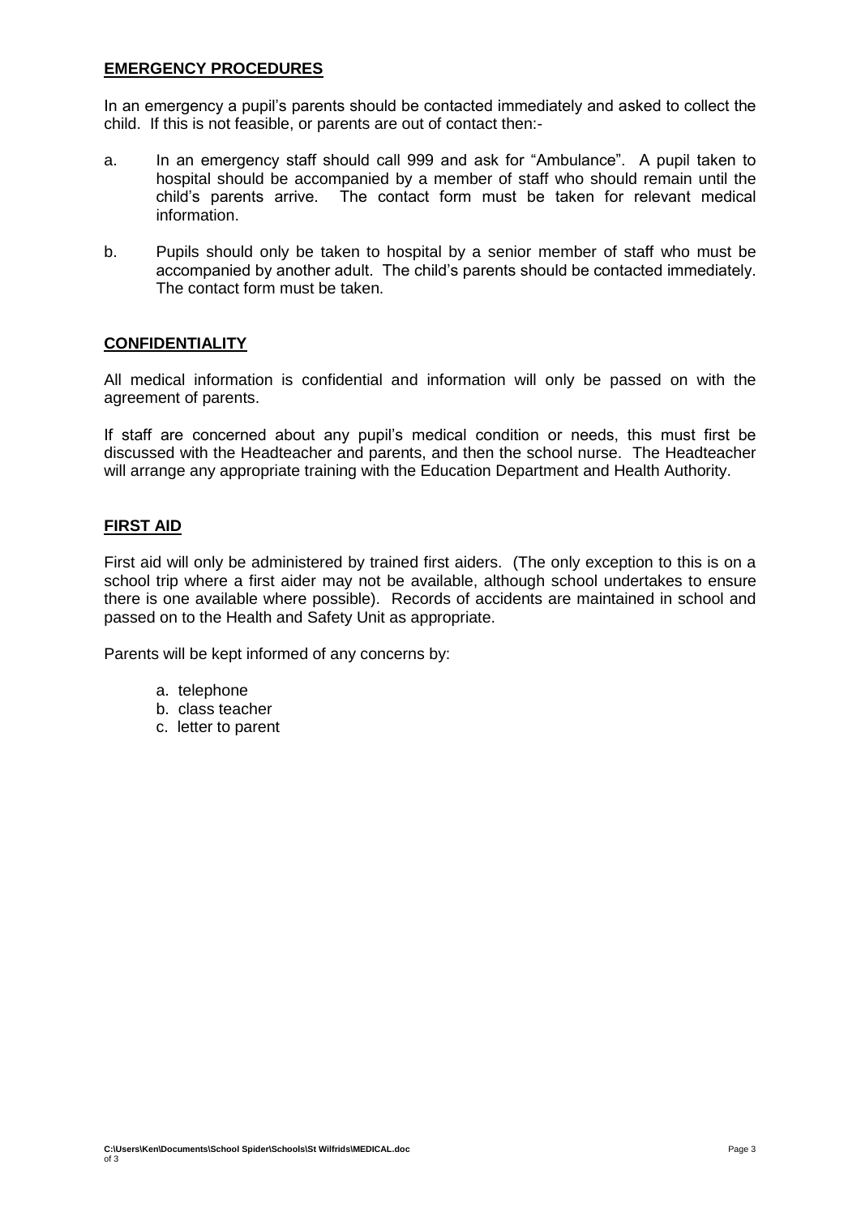## EMERGENCY PROCEDURES

In an emergency a pupil's parents should be contacted immediately and asked to collect the child. If this is not feasible, or parents are out of contact then:-

a. In an emergency staff should call 999 and ask for "Ambulance". A pupil taken to hospital should be accompanied by a member of staff who should remain until the child's parents arrive. The contact form must be taken for relevant medical information.

b. Pupils should only be taken to hospital by a senior member of staff who must be accompanied by another adult. The child's parents should be contacted immediately. The contact form must be taken.

## CONFIDENTIALITY

All medical information is confidential and information will only be passed on with the agreement of parents.

If staff are concerned about any pupil's medical condition or needs, this must first be discussed with the Headteacher and parents, and then the school nurse. The Headteacher will arrange any appropriate training with the Education Department and Health Authority.

## FIRST AID

First aid will only be administered by trained first aiders. (The only exception to this is on a school trip where a first aider may not be available, although school undertakes to ensure there is one available where possible). Records of accidents are maintained in school and passed on to the Health and Safety Unit as appropriate.

Parents will be kept informed of any concerns by:

a. telephone
b. class teacher
c. letter to parent